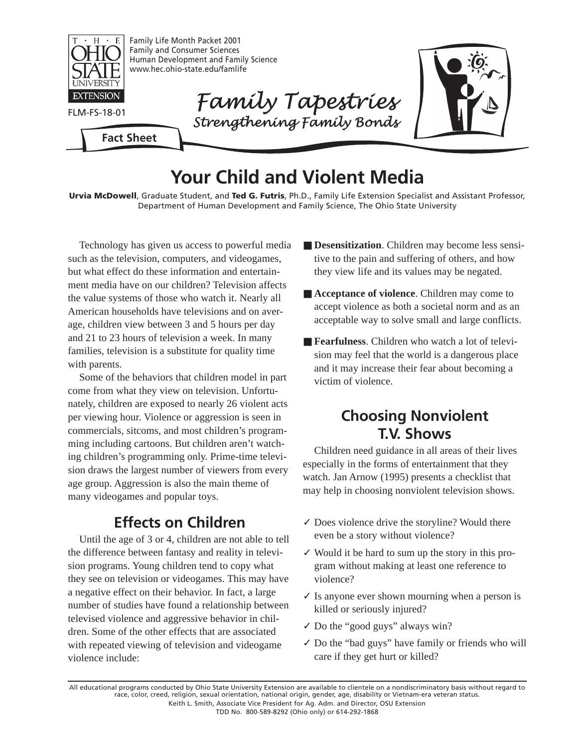Family Life Month Packet 2001
Family and Consumer Sciences
Human Development and Family Science
www.hec.ohio-state.edu/famlife

FLM-FS-18-01

*Family Tapestries*
*Strengthening Family Bonds*

**Fact Sheet**

# Your Child and Violent Media

**Urvia McDowell**, Graduate Student, and **Ted G. Futris**, Ph.D., Family Life Extension Specialist and Assistant Professor, Department of Human Development and Family Science, The Ohio State University

Technology has given us access to powerful media such as the television, computers, and videogames, but what effect do these information and entertainment media have on our children? Television affects the value systems of those who watch it. Nearly all American households have televisions and on average, children view between 3 and 5 hours per day and 21 to 23 hours of television a week. In many families, television is a substitute for quality time with parents.

Some of the behaviors that children model in part come from what they view on television. Unfortunately, children are exposed to nearly 26 violent acts per viewing hour. Violence or aggression is seen in commercials, sitcoms, and most children's programming including cartoons. But children aren't watching children's programming only. Prime-time television draws the largest number of viewers from every age group. Aggression is also the main theme of many videogames and popular toys.

## Effects on Children

Until the age of 3 or 4, children are not able to tell the difference between fantasy and reality in television programs. Young children tend to copy what they see on television or videogames. This may have a negative effect on their behavior. In fact, a large number of studies have found a relationship between televised violence and aggressive behavior in children. Some of the other effects that are associated with repeated viewing of television and videogame violence include:

- **Desensitization**. Children may become less sensitive to the pain and suffering of others, and how they view life and its values may be negated.
- **Acceptance of violence**. Children may come to accept violence as both a societal norm and as an acceptable way to solve small and large conflicts.
- **Fearfulness**. Children who watch a lot of television may feel that the world is a dangerous place and it may increase their fear about becoming a victim of violence.

## Choosing Nonviolent T.V. Shows

Children need guidance in all areas of their lives especially in the forms of entertainment that they watch. Jan Arnow (1995) presents a checklist that may help in choosing nonviolent television shows.

- ✓ Does violence drive the storyline? Would there even be a story without violence?
- ✓ Would it be hard to sum up the story in this program without making at least one reference to violence?
- ✓ Is anyone ever shown mourning when a person is killed or seriously injured?
- ✓ Do the "good guys" always win?
- ✓ Do the "bad guys" have family or friends who will care if they get hurt or killed?

All educational programs conducted by Ohio State University Extension are available to clientele on a nondiscriminatory basis without regard to race, color, creed, religion, sexual orientation, national origin, gender, age, disability or Vietnam-era veteran status.
Keith L. Smith, Associate Vice President for Ag. Adm. and Director, OSU Extension
TDD No. 800-589-8292 (Ohio only) or 614-292-1868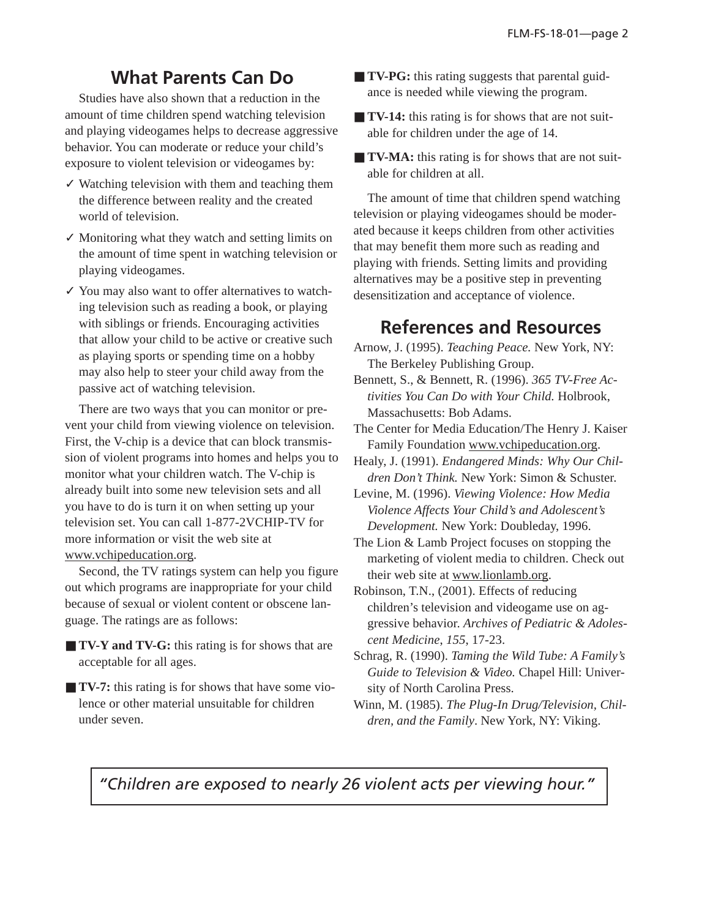## What Parents Can Do

Studies have also shown that a reduction in the amount of time children spend watching television and playing videogames helps to decrease aggressive behavior. You can moderate or reduce your child's exposure to violent television or videogames by:

- ✓ Watching television with them and teaching them the difference between reality and the created world of television.
- ✓ Monitoring what they watch and setting limits on the amount of time spent in watching television or playing videogames.
- ✓ You may also want to offer alternatives to watching television such as reading a book, or playing with siblings or friends. Encouraging activities that allow your child to be active or creative such as playing sports or spending time on a hobby may also help to steer your child away from the passive act of watching television.

There are two ways that you can monitor or prevent your child from viewing violence on television. First, the V-chip is a device that can block transmission of violent programs into homes and helps you to monitor what your children watch. The V-chip is already built into some new television sets and all you have to do is turn it on when setting up your television set. You can call 1-877-2VCHIP-TV for more information or visit the web site at www.vchipeducation.org.

Second, the TV ratings system can help you figure out which programs are inappropriate for your child because of sexual or violent content or obscene language. The ratings are as follows:

- **TV-Y and TV-G:** this rating is for shows that are acceptable for all ages.
- **TV-7:** this rating is for shows that have some violence or other material unsuitable for children under seven.
- **TV-PG:** this rating suggests that parental guidance is needed while viewing the program.
- **TV-14:** this rating is for shows that are not suitable for children under the age of 14.
- **TV-MA:** this rating is for shows that are not suitable for children at all.

The amount of time that children spend watching television or playing videogames should be moderated because it keeps children from other activities that may benefit them more such as reading and playing with friends. Setting limits and providing alternatives may be a positive step in preventing desensitization and acceptance of violence.

## References and Resources

Arnow, J. (1995). *Teaching Peace.* New York, NY: The Berkeley Publishing Group.

Bennett, S., & Bennett, R. (1996). *365 TV-Free Activities You Can Do with Your Child.* Holbrook, Massachusetts: Bob Adams.

The Center for Media Education/The Henry J. Kaiser Family Foundation www.vchipeducation.org.

Healy, J. (1991). *Endangered Minds: Why Our Children Don't Think.* New York: Simon & Schuster.

Levine, M. (1996). *Viewing Violence: How Media Violence Affects Your Child's and Adolescent's Development.* New York: Doubleday, 1996.

The Lion & Lamb Project focuses on stopping the marketing of violent media to children. Check out their web site at www.lionlamb.org.

Robinson, T.N., (2001). Effects of reducing children's television and videogame use on aggressive behavior. *Archives of Pediatric & Adolescent Medicine*, *155*, 17-23.

Schrag, R. (1990). *Taming the Wild Tube: A Family's Guide to Television & Video.* Chapel Hill: University of North Carolina Press.

Winn, M. (1985). *The Plug-In Drug/Television, Children, and the Family*. New York, NY: Viking.

*"Children are exposed to nearly 26 violent acts per viewing hour."*